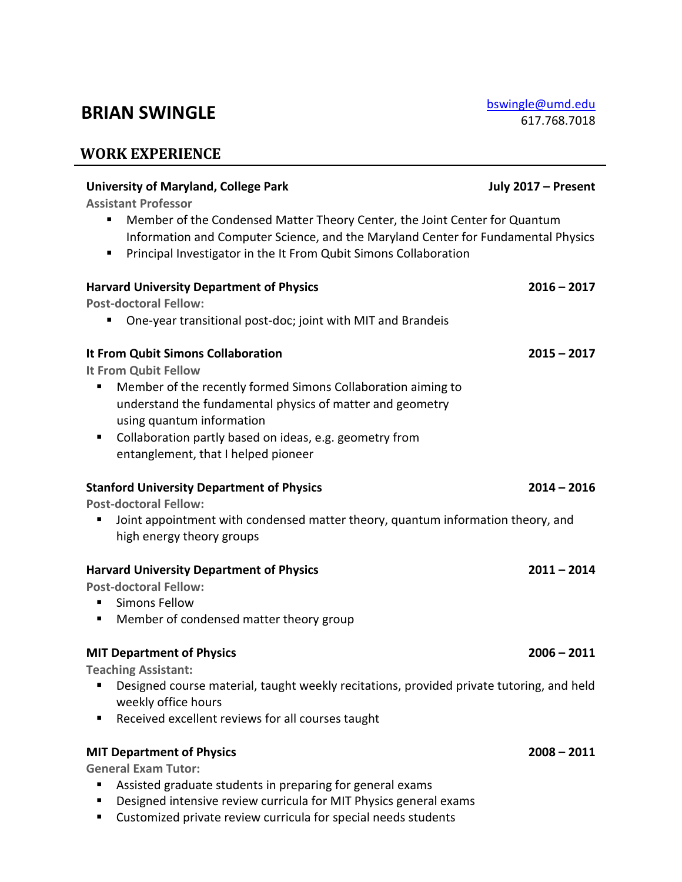# BRIAN SWINGLE

bswingle@umd.edu
617.768.7018

## WORK EXPERIENCE

**University of Maryland, College Park** — **July 2017 – Present**

**Assistant Professor**

- Member of the Condensed Matter Theory Center, the Joint Center for Quantum Information and Computer Science, and the Maryland Center for Fundamental Physics
- Principal Investigator in the It From Qubit Simons Collaboration

**Harvard University Department of Physics** — **2016 – 2017**

**Post-doctoral Fellow:**

- One-year transitional post-doc; joint with MIT and Brandeis

**It From Qubit Simons Collaboration** — **2015 – 2017**

**It From Qubit Fellow**

- Member of the recently formed Simons Collaboration aiming to understand the fundamental physics of matter and geometry using quantum information
- Collaboration partly based on ideas, e.g. geometry from entanglement, that I helped pioneer

**Stanford University Department of Physics** — **2014 – 2016**

**Post-doctoral Fellow:**

- Joint appointment with condensed matter theory, quantum information theory, and high energy theory groups

**Harvard University Department of Physics** — **2011 – 2014**

**Post-doctoral Fellow:**

- Simons Fellow
- Member of condensed matter theory group

**MIT Department of Physics** — **2006 – 2011**

**Teaching Assistant:**

- Designed course material, taught weekly recitations, provided private tutoring, and held weekly office hours
- Received excellent reviews for all courses taught

**MIT Department of Physics** — **2008 – 2011**

**General Exam Tutor:**

- Assisted graduate students in preparing for general exams
- Designed intensive review curricula for MIT Physics general exams
- Customized private review curricula for special needs students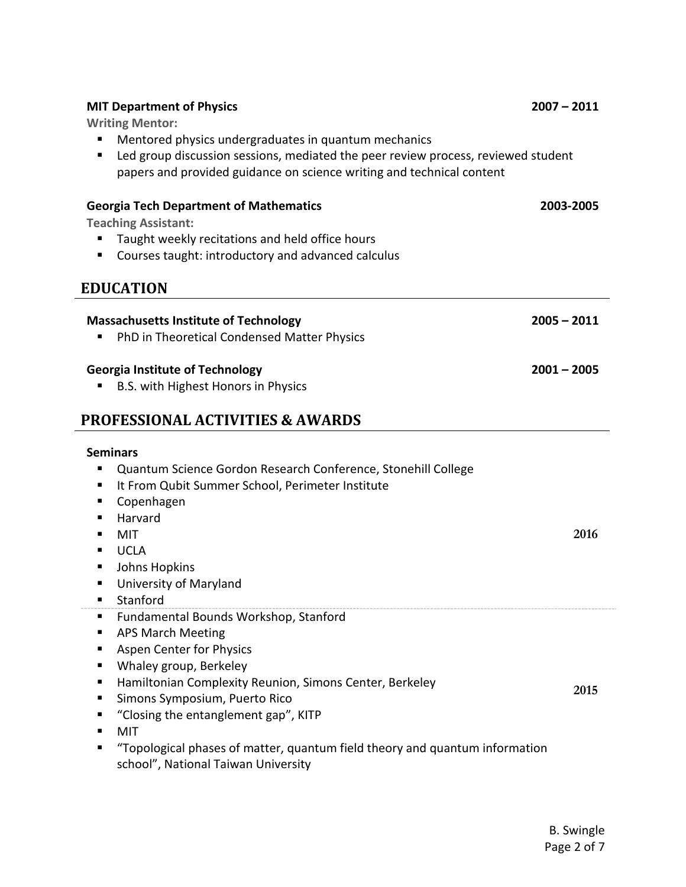**MIT Department of Physics** **2007 – 2011**

**Writing Mentor:**

- Mentored physics undergraduates in quantum mechanics
- Led group discussion sessions, mediated the peer review process, reviewed student papers and provided guidance on science writing and technical content

**Georgia Tech Department of Mathematics** **2003-2005**

**Teaching Assistant:**

- Taught weekly recitations and held office hours
- Courses taught: introductory and advanced calculus

## EDUCATION

**Massachusetts Institute of Technology** **2005 – 2011**

- PhD in Theoretical Condensed Matter Physics

**Georgia Institute of Technology** **2001 – 2005**

- B.S. with Highest Honors in Physics

## PROFESSIONAL ACTIVITIES & AWARDS

**Seminars**

**2016**

- Quantum Science Gordon Research Conference, Stonehill College
- It From Qubit Summer School, Perimeter Institute
- Copenhagen
- Harvard
- MIT
- UCLA
- Johns Hopkins
- University of Maryland
- Stanford

**2015**

- Fundamental Bounds Workshop, Stanford
- APS March Meeting
- Aspen Center for Physics
- Whaley group, Berkeley
- Hamiltonian Complexity Reunion, Simons Center, Berkeley
- Simons Symposium, Puerto Rico
- "Closing the entanglement gap", KITP
- MIT
- "Topological phases of matter, quantum field theory and quantum information school", National Taiwan University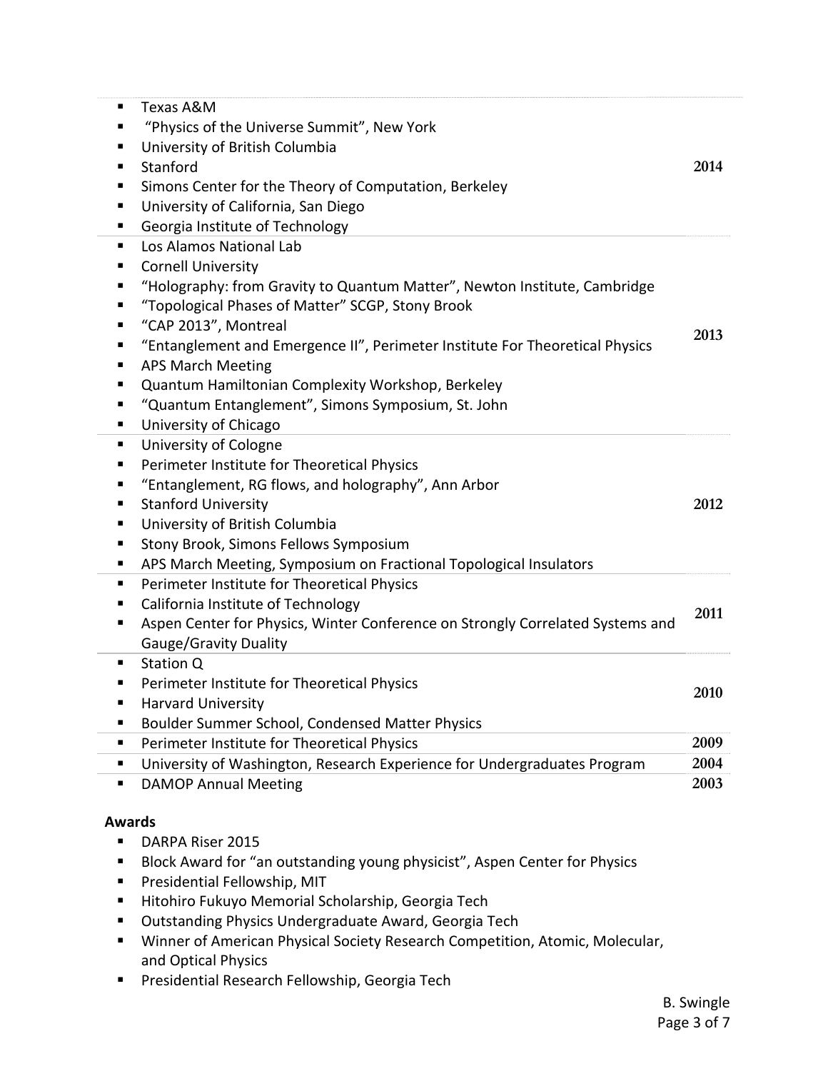| | |
|---|---|
| ▪ Texas A&M<br>▪ "Physics of the Universe Summit", New York<br>▪ University of British Columbia<br>▪ Stanford<br>▪ Simons Center for the Theory of Computation, Berkeley<br>▪ University of California, San Diego<br>▪ Georgia Institute of Technology | 2014 |
| ▪ Los Alamos National Lab<br>▪ Cornell University<br>▪ "Holography: from Gravity to Quantum Matter", Newton Institute, Cambridge<br>▪ "Topological Phases of Matter" SCGP, Stony Brook<br>▪ "CAP 2013", Montreal<br>▪ "Entanglement and Emergence II", Perimeter Institute For Theoretical Physics<br>▪ APS March Meeting<br>▪ Quantum Hamiltonian Complexity Workshop, Berkeley<br>▪ "Quantum Entanglement", Simons Symposium, St. John<br>▪ University of Chicago | 2013 |
| ▪ University of Cologne<br>▪ Perimeter Institute for Theoretical Physics<br>▪ "Entanglement, RG flows, and holography", Ann Arbor<br>▪ Stanford University<br>▪ University of British Columbia<br>▪ Stony Brook, Simons Fellows Symposium<br>▪ APS March Meeting, Symposium on Fractional Topological Insulators | 2012 |
| ▪ Perimeter Institute for Theoretical Physics<br>▪ California Institute of Technology<br>▪ Aspen Center for Physics, Winter Conference on Strongly Correlated Systems and Gauge/Gravity Duality | 2011 |
| ▪ Station Q<br>▪ Perimeter Institute for Theoretical Physics<br>▪ Harvard University<br>▪ Boulder Summer School, Condensed Matter Physics | 2010 |
| ▪ Perimeter Institute for Theoretical Physics | 2009 |
| ▪ University of Washington, Research Experience for Undergraduates Program | 2004 |
| ▪ DAMOP Annual Meeting | 2003 |

**Awards**

- DARPA Riser 2015
- Block Award for "an outstanding young physicist", Aspen Center for Physics
- Presidential Fellowship, MIT
- Hitohiro Fukuyo Memorial Scholarship, Georgia Tech
- Outstanding Physics Undergraduate Award, Georgia Tech
- Winner of American Physical Society Research Competition, Atomic, Molecular, and Optical Physics
- Presidential Research Fellowship, Georgia Tech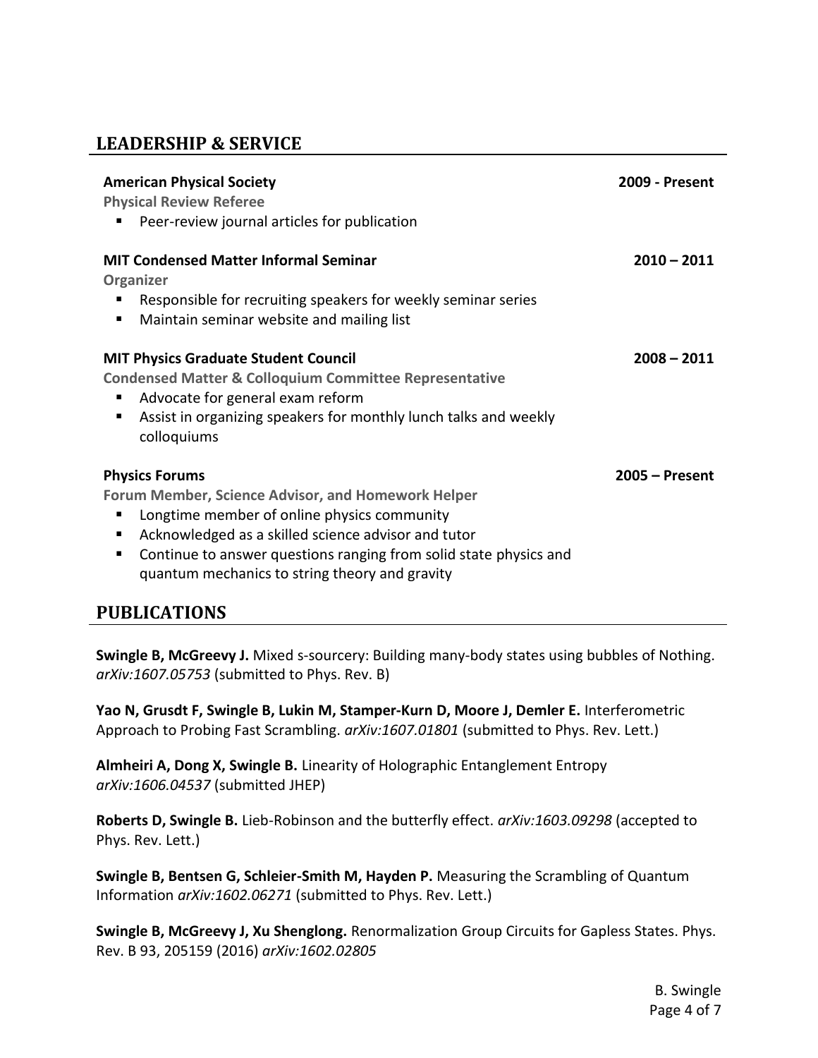## LEADERSHIP & SERVICE

**American Physical Society** **2009 - Present**
**Physical Review Referee**

- Peer-review journal articles for publication

**MIT Condensed Matter Informal Seminar** **2010 – 2011**
**Organizer**

- Responsible for recruiting speakers for weekly seminar series
- Maintain seminar website and mailing list

**MIT Physics Graduate Student Council** **2008 – 2011**
**Condensed Matter & Colloquium Committee Representative**

- Advocate for general exam reform
- Assist in organizing speakers for monthly lunch talks and weekly colloquiums

**Physics Forums** **2005 – Present**
**Forum Member, Science Advisor, and Homework Helper**

- Longtime member of online physics community
- Acknowledged as a skilled science advisor and tutor
- Continue to answer questions ranging from solid state physics and quantum mechanics to string theory and gravity

## PUBLICATIONS

**Swingle B, McGreevy J.** Mixed s-sourcery: Building many-body states using bubbles of Nothing. *arXiv:1607.05753* (submitted to Phys. Rev. B)

**Yao N, Grusdt F, Swingle B, Lukin M, Stamper-Kurn D, Moore J, Demler E.** Interferometric Approach to Probing Fast Scrambling. *arXiv:1607.01801* (submitted to Phys. Rev. Lett.)

**Almheiri A, Dong X, Swingle B.** Linearity of Holographic Entanglement Entropy *arXiv:1606.04537* (submitted JHEP)

**Roberts D, Swingle B.** Lieb-Robinson and the butterfly effect. *arXiv:1603.09298* (accepted to Phys. Rev. Lett.)

**Swingle B, Bentsen G, Schleier-Smith M, Hayden P.** Measuring the Scrambling of Quantum Information *arXiv:1602.06271* (submitted to Phys. Rev. Lett.)

**Swingle B, McGreevy J, Xu Shenglong.** Renormalization Group Circuits for Gapless States. Phys. Rev. B 93, 205159 (2016) *arXiv:1602.02805*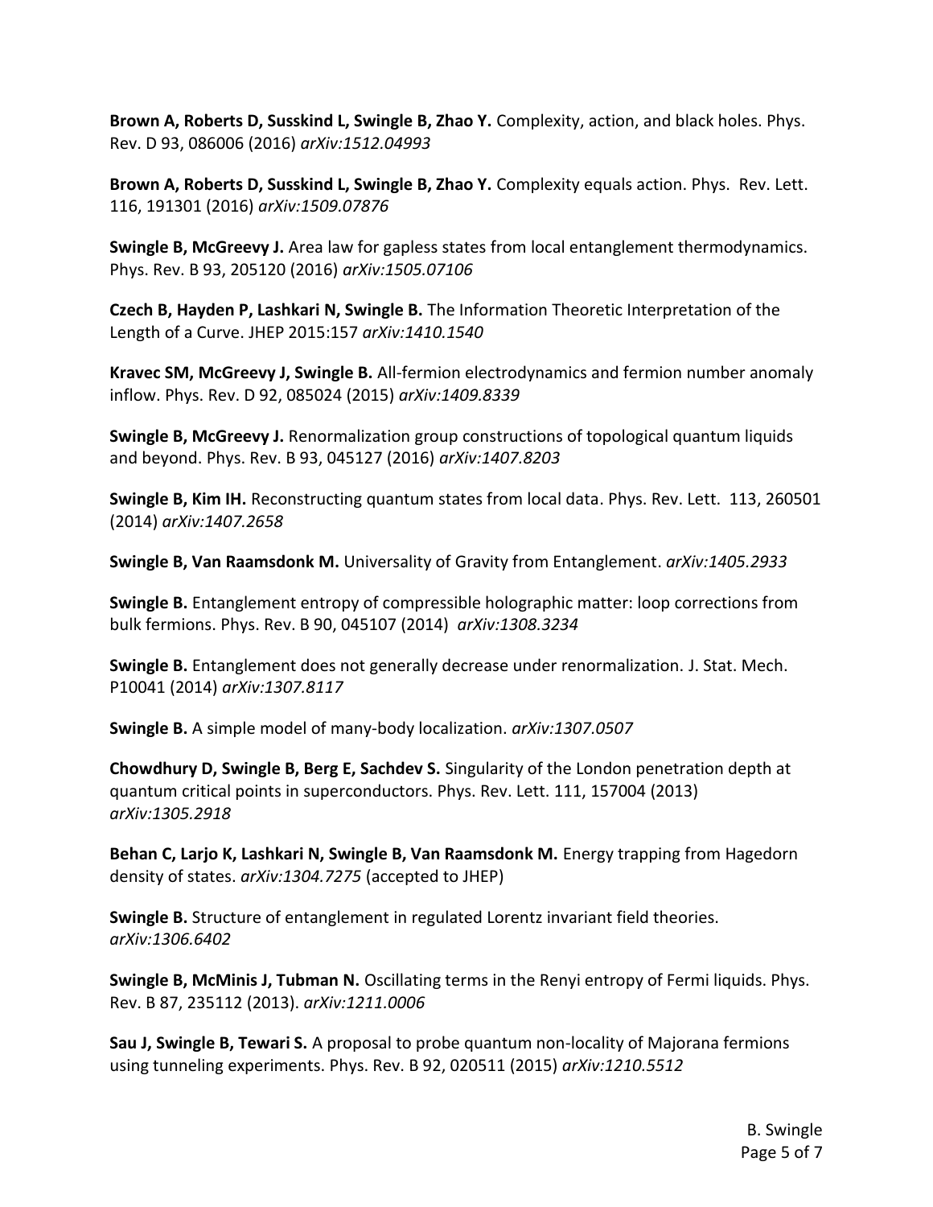**Brown A, Roberts D, Susskind L, Swingle B, Zhao Y.** Complexity, action, and black holes. Phys. Rev. D 93, 086006 (2016) *arXiv:1512.04993*

**Brown A, Roberts D, Susskind L, Swingle B, Zhao Y.** Complexity equals action. Phys. Rev. Lett. 116, 191301 (2016) *arXiv:1509.07876*

**Swingle B, McGreevy J.** Area law for gapless states from local entanglement thermodynamics. Phys. Rev. B 93, 205120 (2016) *arXiv:1505.07106*

**Czech B, Hayden P, Lashkari N, Swingle B.** The Information Theoretic Interpretation of the Length of a Curve. JHEP 2015:157 *arXiv:1410.1540*

**Kravec SM, McGreevy J, Swingle B.** All-fermion electrodynamics and fermion number anomaly inflow. Phys. Rev. D 92, 085024 (2015) *arXiv:1409.8339*

**Swingle B, McGreevy J.** Renormalization group constructions of topological quantum liquids and beyond. Phys. Rev. B 93, 045127 (2016) *arXiv:1407.8203*

**Swingle B, Kim IH.** Reconstructing quantum states from local data. Phys. Rev. Lett. 113, 260501 (2014) *arXiv:1407.2658*

**Swingle B, Van Raamsdonk M.** Universality of Gravity from Entanglement. *arXiv:1405.2933*

**Swingle B.** Entanglement entropy of compressible holographic matter: loop corrections from bulk fermions. Phys. Rev. B 90, 045107 (2014) *arXiv:1308.3234*

**Swingle B.** Entanglement does not generally decrease under renormalization. J. Stat. Mech. P10041 (2014) *arXiv:1307.8117*

**Swingle B.** A simple model of many-body localization. *arXiv:1307.0507*

**Chowdhury D, Swingle B, Berg E, Sachdev S.** Singularity of the London penetration depth at quantum critical points in superconductors. Phys. Rev. Lett. 111, 157004 (2013) *arXiv:1305.2918*

**Behan C, Larjo K, Lashkari N, Swingle B, Van Raamsdonk M.** Energy trapping from Hagedorn density of states. *arXiv:1304.7275* (accepted to JHEP)

**Swingle B.** Structure of entanglement in regulated Lorentz invariant field theories. *arXiv:1306.6402*

**Swingle B, McMinis J, Tubman N.** Oscillating terms in the Renyi entropy of Fermi liquids. Phys. Rev. B 87, 235112 (2013). *arXiv:1211.0006*

**Sau J, Swingle B, Tewari S.** A proposal to probe quantum non-locality of Majorana fermions using tunneling experiments. Phys. Rev. B 92, 020511 (2015) *arXiv:1210.5512*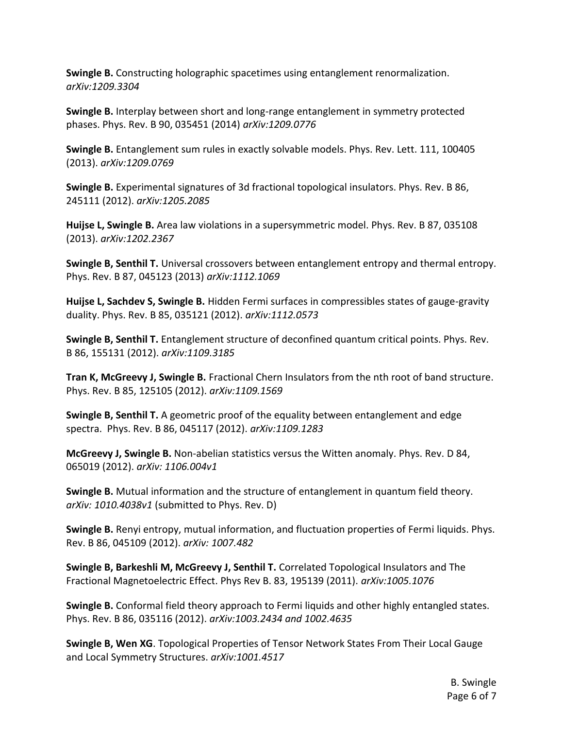**Swingle B.** Constructing holographic spacetimes using entanglement renormalization. *arXiv:1209.3304*

**Swingle B.** Interplay between short and long-range entanglement in symmetry protected phases. Phys. Rev. B 90, 035451 (2014) *arXiv:1209.0776*

**Swingle B.** Entanglement sum rules in exactly solvable models. Phys. Rev. Lett. 111, 100405 (2013). *arXiv:1209.0769*

**Swingle B.** Experimental signatures of 3d fractional topological insulators. Phys. Rev. B 86, 245111 (2012). *arXiv:1205.2085*

**Huijse L, Swingle B.** Area law violations in a supersymmetric model. Phys. Rev. B 87, 035108 (2013). *arXiv:1202.2367*

**Swingle B, Senthil T.** Universal crossovers between entanglement entropy and thermal entropy. Phys. Rev. B 87, 045123 (2013) *arXiv:1112.1069*

**Huijse L, Sachdev S, Swingle B.** Hidden Fermi surfaces in compressibles states of gauge-gravity duality. Phys. Rev. B 85, 035121 (2012). *arXiv:1112.0573*

**Swingle B, Senthil T.** Entanglement structure of deconfined quantum critical points. Phys. Rev. B 86, 155131 (2012). *arXiv:1109.3185*

**Tran K, McGreevy J, Swingle B.** Fractional Chern Insulators from the nth root of band structure. Phys. Rev. B 85, 125105 (2012). *arXiv:1109.1569*

**Swingle B, Senthil T.** A geometric proof of the equality between entanglement and edge spectra. Phys. Rev. B 86, 045117 (2012). *arXiv:1109.1283*

**McGreevy J, Swingle B.** Non-abelian statistics versus the Witten anomaly. Phys. Rev. D 84, 065019 (2012). *arXiv: 1106.004v1*

**Swingle B.** Mutual information and the structure of entanglement in quantum field theory. *arXiv: 1010.4038v1* (submitted to Phys. Rev. D)

**Swingle B.** Renyi entropy, mutual information, and fluctuation properties of Fermi liquids. Phys. Rev. B 86, 045109 (2012). *arXiv: 1007.482*

**Swingle B, Barkeshli M, McGreevy J, Senthil T.** Correlated Topological Insulators and The Fractional Magnetoelectric Effect. Phys Rev B. 83, 195139 (2011). *arXiv:1005.1076*

**Swingle B.** Conformal field theory approach to Fermi liquids and other highly entangled states. Phys. Rev. B 86, 035116 (2012). *arXiv:1003.2434 and 1002.4635*

**Swingle B, Wen XG**. Topological Properties of Tensor Network States From Their Local Gauge and Local Symmetry Structures. *arXiv:1001.4517*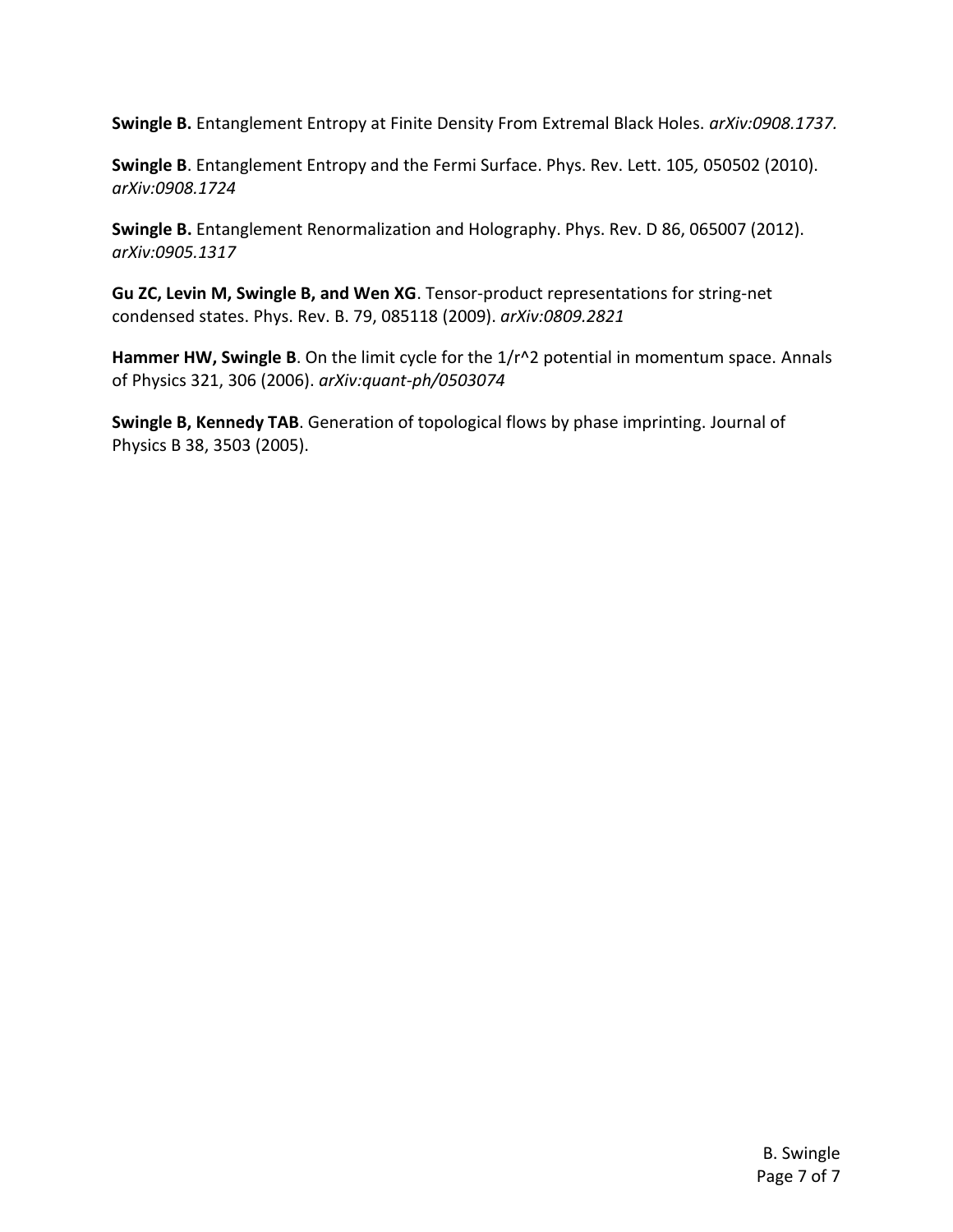**Swingle B.** Entanglement Entropy at Finite Density From Extremal Black Holes. *arXiv:0908.1737.*

**Swingle B**. Entanglement Entropy and the Fermi Surface. Phys. Rev. Lett. 105*,* 050502 (2010). *arXiv:0908.1724*

**Swingle B.** Entanglement Renormalization and Holography. Phys. Rev. D 86, 065007 (2012). *arXiv:0905.1317*

**Gu ZC, Levin M, Swingle B, and Wen XG**. Tensor-product representations for string-net condensed states. Phys. Rev. B. 79, 085118 (2009). *arXiv:0809.2821*

**Hammer HW, Swingle B**. On the limit cycle for the 1/r^2 potential in momentum space. Annals of Physics 321, 306 (2006). *arXiv:quant-ph/0503074*

**Swingle B, Kennedy TAB**. Generation of topological flows by phase imprinting. Journal of Physics B 38, 3503 (2005).